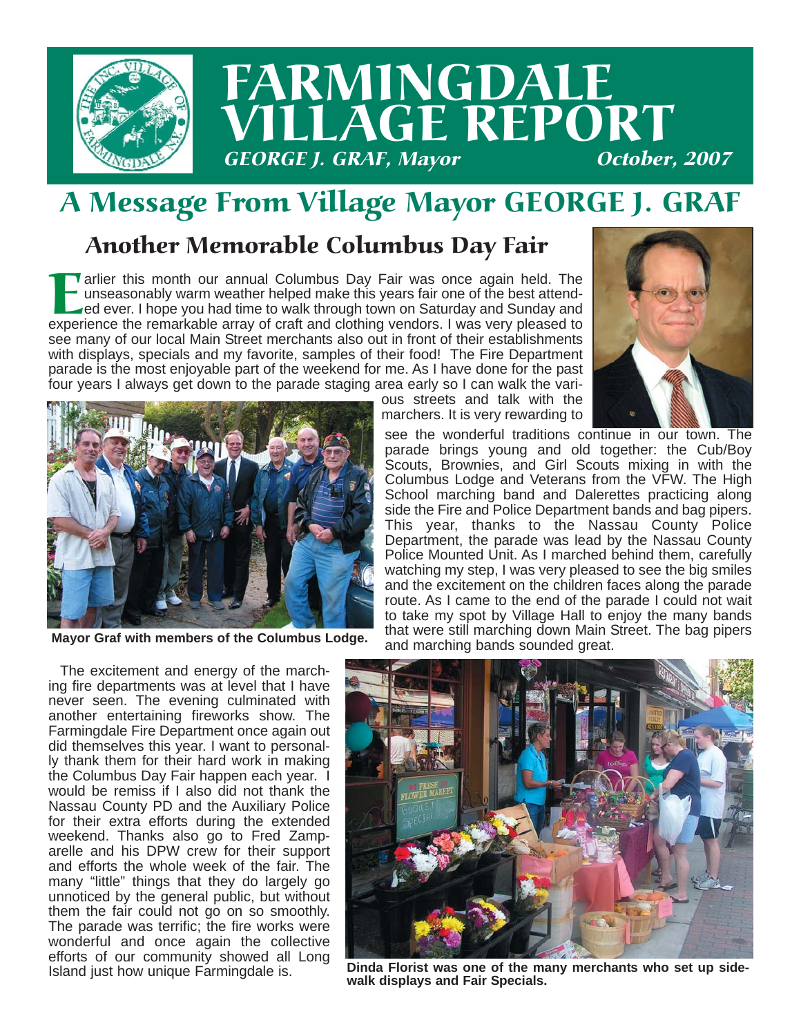# FARMINGDALE VILLAGE REPORT

*GEORGE J. GRAF, Mayor* *October, 2007*

# A Message From Village Mayor GEORGE J. GRAF

## Another Memorable Columbus Day Fair

Earlier this month our annual Columbus Day Fair was once again held. The unseasonably warm weather helped make this years fair one of the best attended ever. I hope you had time to walk through town on Saturday and Sunday and experience the remarkable array of craft and clothing vendors. I was very pleased to see many of our local Main Street merchants also out in front of their establishments with displays, specials and my favorite, samples of their food! The Fire Department parade is the most enjoyable part of the weekend for me. As I have done for the past four years I always get down to the parade staging area early so I can walk the various streets and talk with the marchers. It is very rewarding to see the wonderful traditions continue in our town. The parade brings young and old together: the Cub/Boy Scouts, Brownies, and Girl Scouts mixing in with the Columbus Lodge and Veterans from the VFW. The High School marching band and Dalerettes practicing along side the Fire and Police Department bands and bag pipers. This year, thanks to the Nassau County Police Department, the parade was lead by the Nassau County Police Mounted Unit. As I marched behind them, carefully watching my step, I was very pleased to see the big smiles and the excitement on the children faces along the parade route. As I came to the end of the parade I could not wait to take my spot by Village Hall to enjoy the many bands that were still marching down Main Street. The bag pipers and marching bands sounded great.

**Mayor Graf with members of the Columbus Lodge.**

The excitement and energy of the marching fire departments was at level that I have never seen. The evening culminated with another entertaining fireworks show. The Farmingdale Fire Department once again out did themselves this year. I want to personally thank them for their hard work in making the Columbus Day Fair happen each year. I would be remiss if I also did not thank the Nassau County PD and the Auxiliary Police for their extra efforts during the extended weekend. Thanks also go to Fred Zamparelle and his DPW crew for their support and efforts the whole week of the fair. The many "little" things that they do largely go unnoticed by the general public, but without them the fair could not go on so smoothly. The parade was terrific; the fire works were wonderful and once again the collective efforts of our community showed all Long Island just how unique Farmingdale is.

**Dinda Florist was one of the many merchants who set up sidewalk displays and Fair Specials.**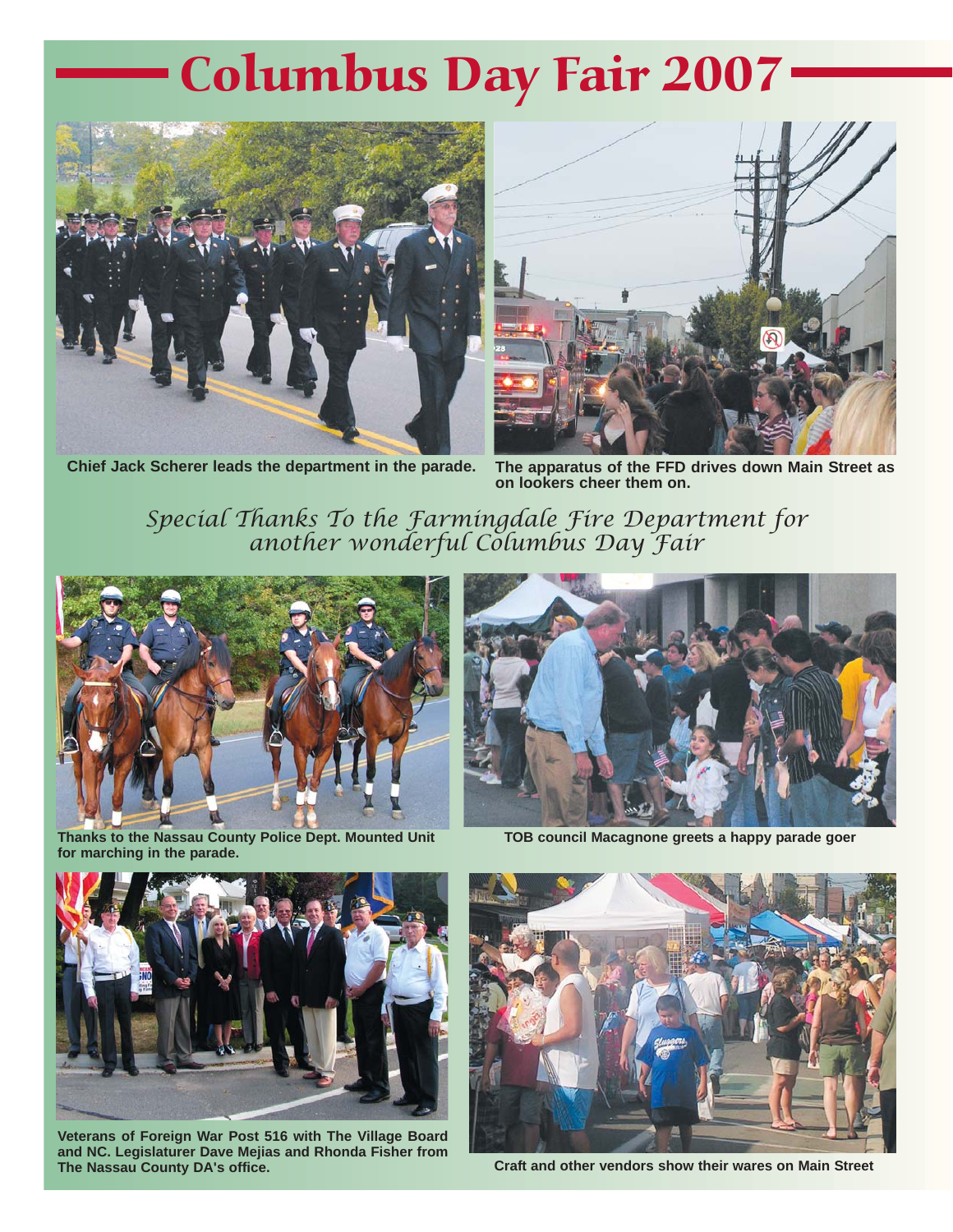# Columbus Day Fair 2007

Chief Jack Scherer leads the department in the parade.

The apparatus of the FFD drives down Main Street as on lookers cheer them on.

*Special Thanks To the Farmingdale Fire Department for another wonderful Columbus Day Fair*

Thanks to the Nassau County Police Dept. Mounted Unit for marching in the parade.

TOB council Macagnone greets a happy parade goer

Veterans of Foreign War Post 516 with The Village Board and NC. Legislaturer Dave Mejias and Rhonda Fisher from The Nassau County DA's office.

Craft and other vendors show their wares on Main Street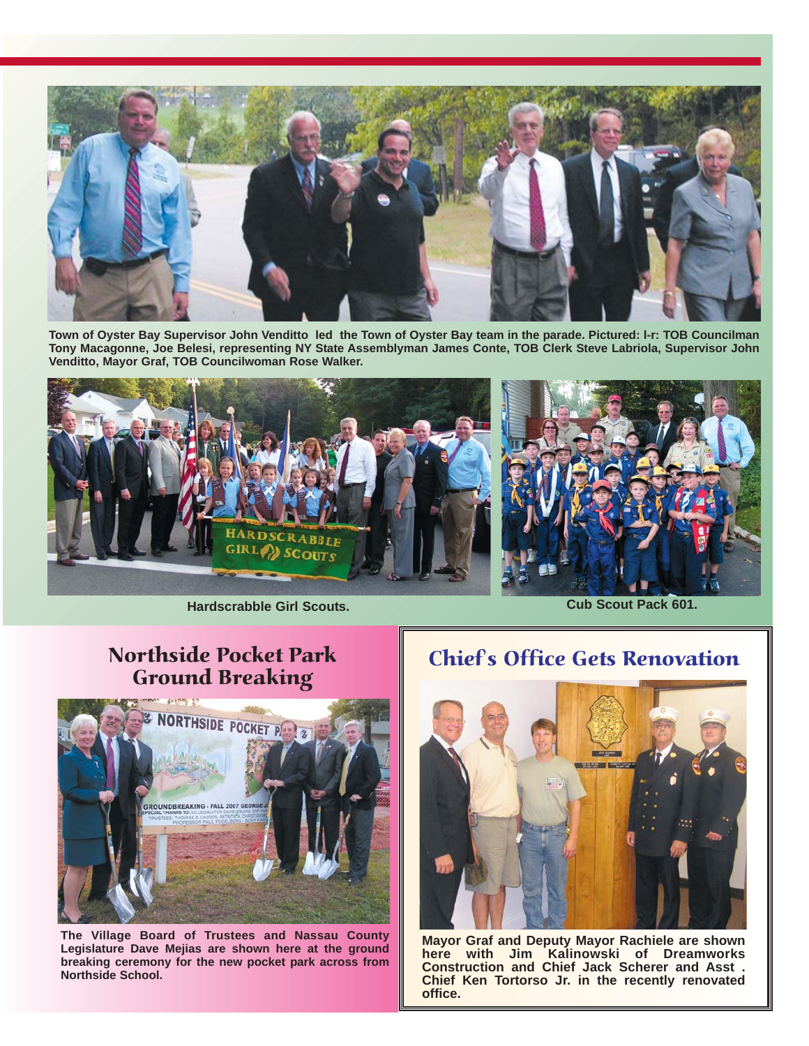**Town of Oyster Bay Supervisor John Venditto led the Town of Oyster Bay team in the parade. Pictured: l-r: TOB Councilman Tony Macagonne, Joe Belesi, representing NY State Assemblyman James Conte, TOB Clerk Steve Labriola, Supervisor John Venditto, Mayor Graf, TOB Councilwoman Rose Walker.**

**Hardscrabble Girl Scouts.**

**Cub Scout Pack 601.**

## Northside Pocket Park Ground Breaking

**The Village Board of Trustees and Nassau County Legislature Dave Mejias are shown here at the ground breaking ceremony for the new pocket park across from Northside School.**

## Chief's Office Gets Renovation

**Mayor Graf and Deputy Mayor Rachiele are shown here with Jim Kalinowski of Dreamworks Construction and Chief Jack Scherer and Asst . Chief Ken Tortorso Jr. in the recently renovated office.**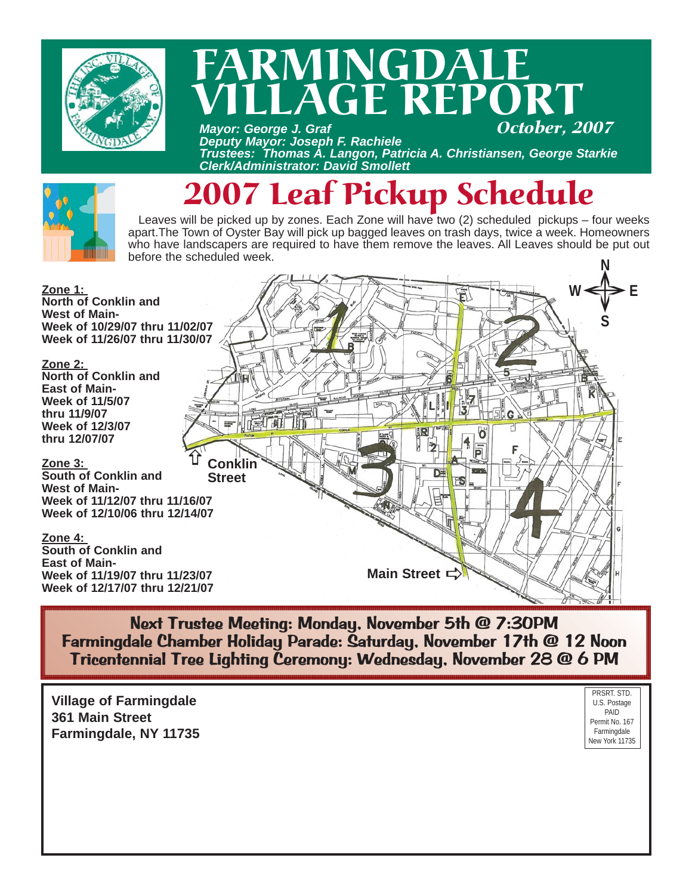# FARMINGDALE VILLAGE REPORT

*October, 2007*

***Mayor: George J. Graf***
***Deputy Mayor: Joseph F. Rachiele***
***Trustees: Thomas A. Langon, Patricia A. Christiansen, George Starkie***
***Clerk/Administrator: David Smollett***

## 2007 Leaf Pickup Schedule

Leaves will be picked up by zones. Each Zone will have two (2) scheduled pickups – four weeks apart.The Town of Oyster Bay will pick up bagged leaves on trash days, twice a week. Homeowners who have landscapers are required to have them remove the leaves. All Leaves should be put out before the scheduled week.

**Zone 1:**
**North of Conklin and West of Main-**
**Week of 10/29/07 thru 11/02/07**
**Week of 11/26/07 thru 11/30/07**

**Zone 2:**
**North of Conklin and East of Main-**
**Week of 11/5/07 thru 11/9/07**
**Week of 12/3/07 thru 12/07/07**

**Zone 3:**
**South of Conklin and West of Main-**
**Week of 11/12/07 thru 11/16/07**
**Week of 12/10/06 thru 12/14/07**

**Zone 4:**
**South of Conklin and East of Main-**
**Week of 11/19/07 thru 11/23/07**
**Week of 12/17/07 thru 12/21/07**

Conklin Street

Main Street

N
W E
S

**Next Trustee Meeting: Monday, November 5th @ 7:30PM**
**Farmingdale Chamber Holiday Parade: Saturday, November 17th @ 12 Noon**
**Tricentennial Tree Lighting Ceremony: Wednesday, November 28 @ 6 PM**

**Village of Farmingdale**
**361 Main Street**
**Farmingdale, NY 11735**

PRSRT. STD.
U.S. Postage
PAID
Permit No. 167
Farmingdale
New York 11735